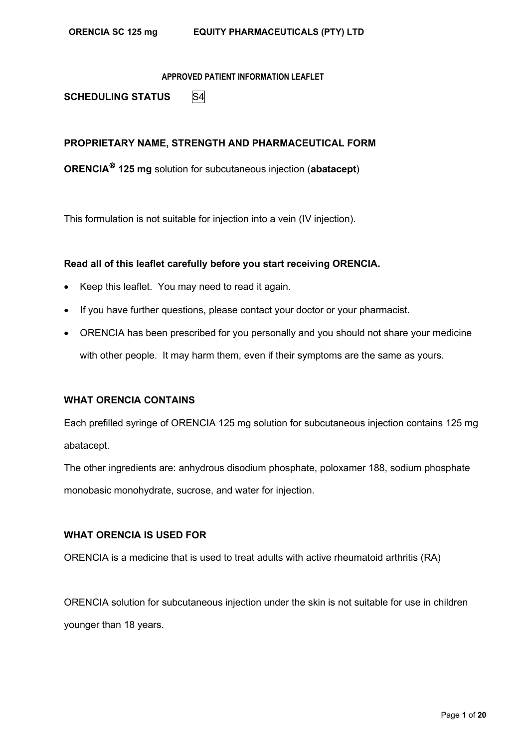**APPROVED PATIENT INFORMATION LEAFLET**

**SCHEDULING STATUS** S4

## PROPRIETARY NAME, STRENGTH AND PHARMACEUTICAL FORM

**ORENCIA® 125 mg** solution for subcutaneous injection (**abatacept**)

This formulation is not suitable for injection into a vein (IV injection).

**Read all of this leaflet carefully before you start receiving ORENCIA.**

- Keep this leaflet. You may need to read it again.
- If you have further questions, please contact your doctor or your pharmacist.
- ORENCIA has been prescribed for you personally and you should not share your medicine with other people. It may harm them, even if their symptoms are the same as yours.

## WHAT ORENCIA CONTAINS

Each prefilled syringe of ORENCIA 125 mg solution for subcutaneous injection contains 125 mg abatacept.

The other ingredients are: anhydrous disodium phosphate, poloxamer 188, sodium phosphate monobasic monohydrate, sucrose, and water for injection.

## WHAT ORENCIA IS USED FOR

ORENCIA is a medicine that is used to treat adults with active rheumatoid arthritis (RA)

ORENCIA solution for subcutaneous injection under the skin is not suitable for use in children younger than 18 years.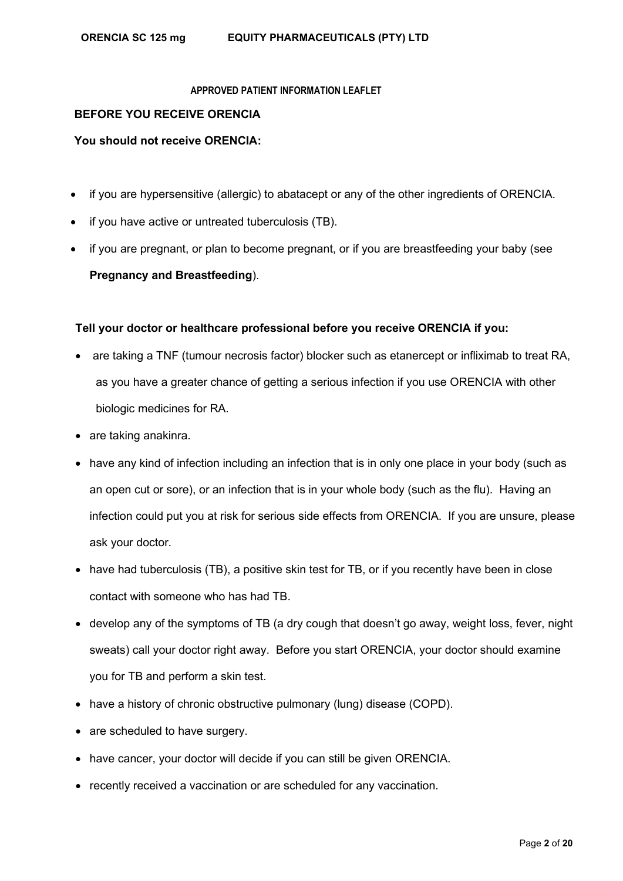**APPROVED PATIENT INFORMATION LEAFLET**

## BEFORE YOU RECEIVE ORENCIA

### You should not receive ORENCIA:

- if you are hypersensitive (allergic) to abatacept or any of the other ingredients of ORENCIA.
- if you have active or untreated tuberculosis (TB).
- if you are pregnant, or plan to become pregnant, or if you are breastfeeding your baby (see **Pregnancy and Breastfeeding**).

### Tell your doctor or healthcare professional before you receive ORENCIA if you:

- are taking a TNF (tumour necrosis factor) blocker such as etanercept or infliximab to treat RA, as you have a greater chance of getting a serious infection if you use ORENCIA with other biologic medicines for RA.
- are taking anakinra.
- have any kind of infection including an infection that is in only one place in your body (such as an open cut or sore), or an infection that is in your whole body (such as the flu). Having an infection could put you at risk for serious side effects from ORENCIA. If you are unsure, please ask your doctor.
- have had tuberculosis (TB), a positive skin test for TB, or if you recently have been in close contact with someone who has had TB.
- develop any of the symptoms of TB (a dry cough that doesn't go away, weight loss, fever, night sweats) call your doctor right away. Before you start ORENCIA, your doctor should examine you for TB and perform a skin test.
- have a history of chronic obstructive pulmonary (lung) disease (COPD).
- are scheduled to have surgery.
- have cancer, your doctor will decide if you can still be given ORENCIA.
- recently received a vaccination or are scheduled for any vaccination.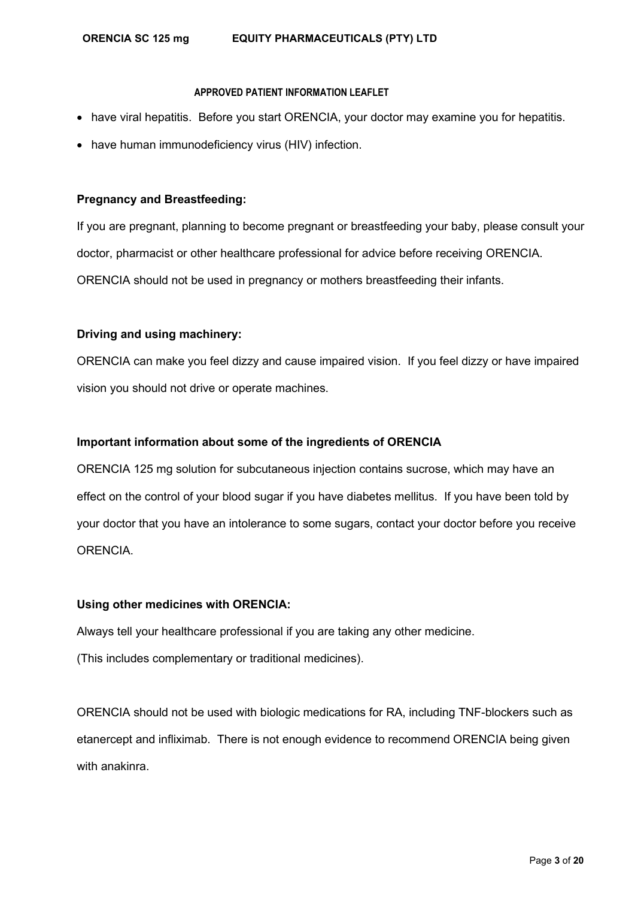- have viral hepatitis. Before you start ORENCIA, your doctor may examine you for hepatitis.
- have human immunodeficiency virus (HIV) infection.

**Pregnancy and Breastfeeding:**

If you are pregnant, planning to become pregnant or breastfeeding your baby, please consult your doctor, pharmacist or other healthcare professional for advice before receiving ORENCIA. ORENCIA should not be used in pregnancy or mothers breastfeeding their infants.

**Driving and using machinery:**

ORENCIA can make you feel dizzy and cause impaired vision. If you feel dizzy or have impaired vision you should not drive or operate machines.

**Important information about some of the ingredients of ORENCIA**

ORENCIA 125 mg solution for subcutaneous injection contains sucrose, which may have an effect on the control of your blood sugar if you have diabetes mellitus. If you have been told by your doctor that you have an intolerance to some sugars, contact your doctor before you receive ORENCIA.

**Using other medicines with ORENCIA:**

Always tell your healthcare professional if you are taking any other medicine.
(This includes complementary or traditional medicines).

ORENCIA should not be used with biologic medications for RA, including TNF-blockers such as etanercept and infliximab. There is not enough evidence to recommend ORENCIA being given with anakinra.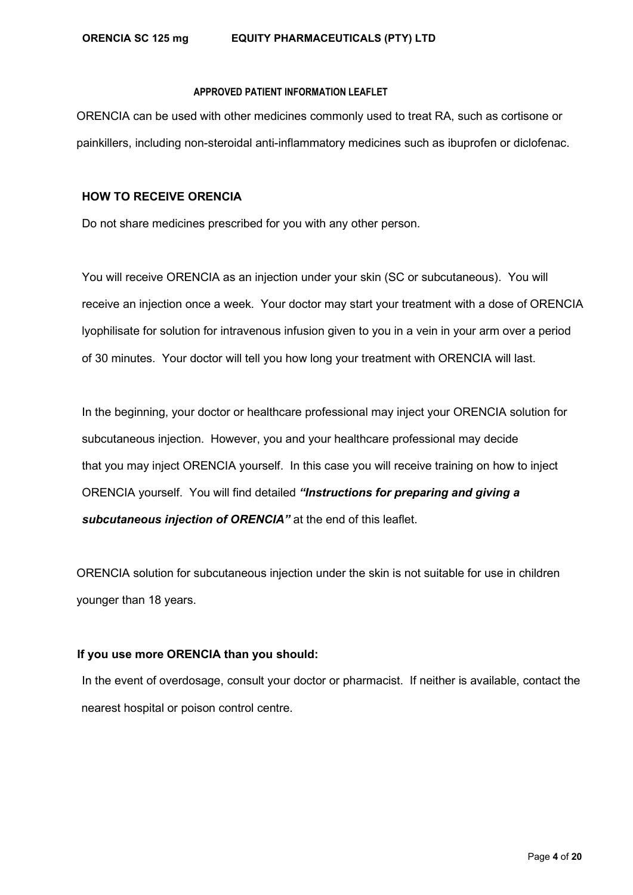ORENCIA can be used with other medicines commonly used to treat RA, such as cortisone or painkillers, including non-steroidal anti-inflammatory medicines such as ibuprofen or diclofenac.

## HOW TO RECEIVE ORENCIA

Do not share medicines prescribed for you with any other person.

You will receive ORENCIA as an injection under your skin (SC or subcutaneous). You will receive an injection once a week. Your doctor may start your treatment with a dose of ORENCIA lyophilisate for solution for intravenous infusion given to you in a vein in your arm over a period of 30 minutes. Your doctor will tell you how long your treatment with ORENCIA will last.

In the beginning, your doctor or healthcare professional may inject your ORENCIA solution for subcutaneous injection. However, you and your healthcare professional may decide that you may inject ORENCIA yourself. In this case you will receive training on how to inject ORENCIA yourself. You will find detailed ***"Instructions for preparing and giving a subcutaneous injection of ORENCIA"*** at the end of this leaflet.

ORENCIA solution for subcutaneous injection under the skin is not suitable for use in children younger than 18 years.

**If you use more ORENCIA than you should:**

In the event of overdosage, consult your doctor or pharmacist. If neither is available, contact the nearest hospital or poison control centre.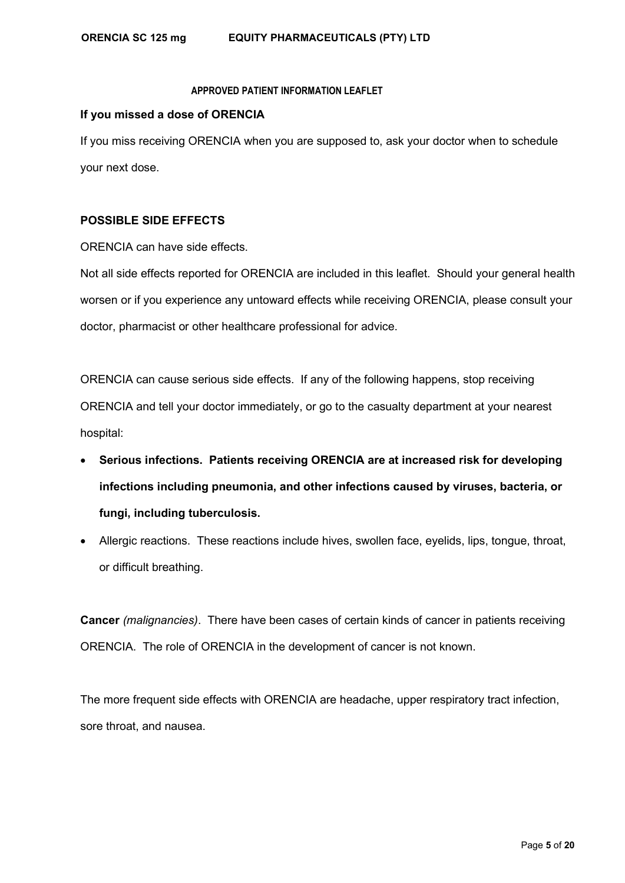**APPROVED PATIENT INFORMATION LEAFLET**

**If you missed a dose of ORENCIA**

If you miss receiving ORENCIA when you are supposed to, ask your doctor when to schedule your next dose.

**POSSIBLE SIDE EFFECTS**

ORENCIA can have side effects.

Not all side effects reported for ORENCIA are included in this leaflet. Should your general health worsen or if you experience any untoward effects while receiving ORENCIA, please consult your doctor, pharmacist or other healthcare professional for advice.

ORENCIA can cause serious side effects. If any of the following happens, stop receiving ORENCIA and tell your doctor immediately, or go to the casualty department at your nearest hospital:

- **Serious infections. Patients receiving ORENCIA are at increased risk for developing infections including pneumonia, and other infections caused by viruses, bacteria, or fungi, including tuberculosis.**
- Allergic reactions. These reactions include hives, swollen face, eyelids, lips, tongue, throat, or difficult breathing.

**Cancer** *(malignancies)*. There have been cases of certain kinds of cancer in patients receiving ORENCIA. The role of ORENCIA in the development of cancer is not known.

The more frequent side effects with ORENCIA are headache, upper respiratory tract infection, sore throat, and nausea.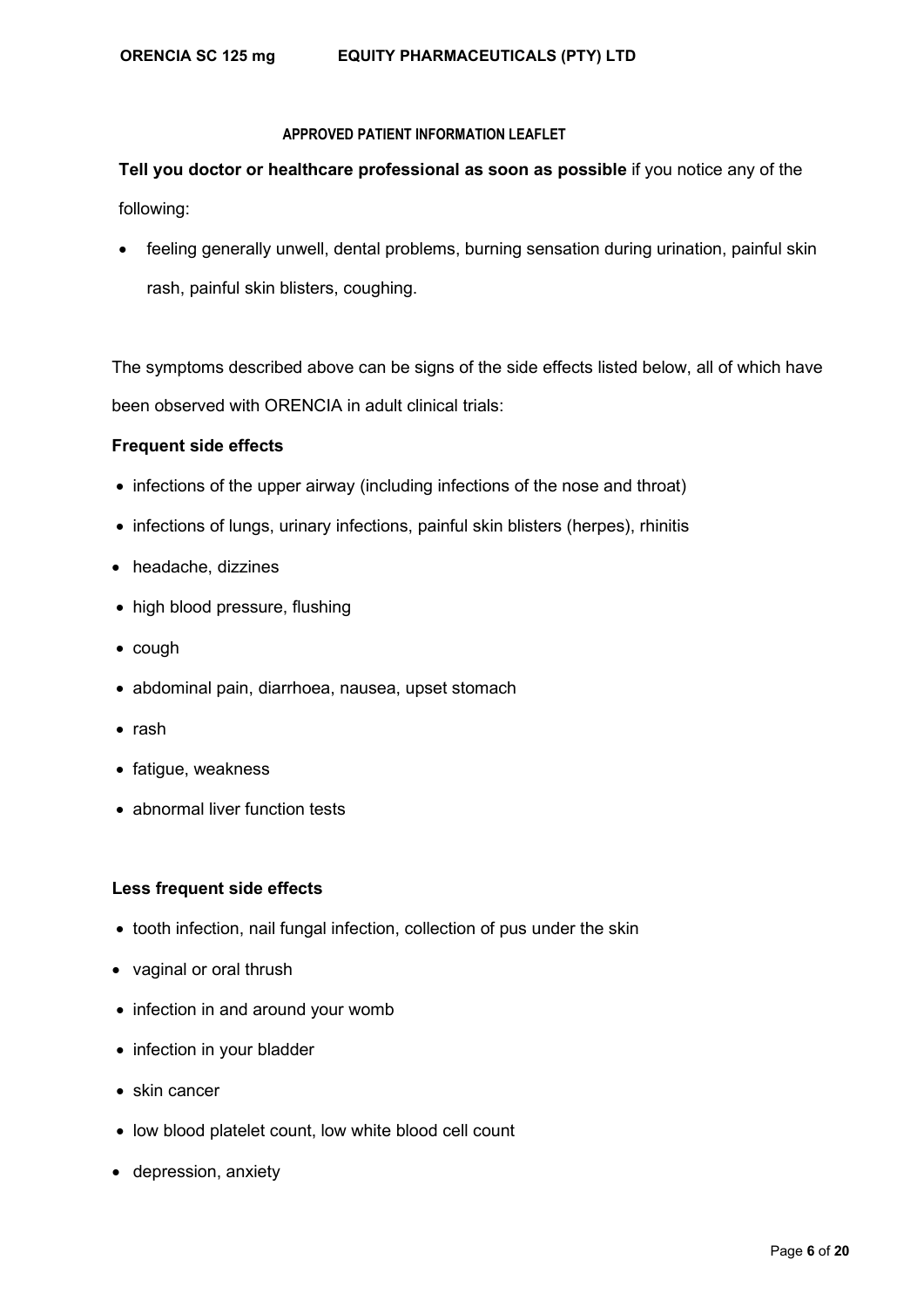**Tell you doctor or healthcare professional as soon as possible** if you notice any of the following:

- feeling generally unwell, dental problems, burning sensation during urination, painful skin rash, painful skin blisters, coughing.

The symptoms described above can be signs of the side effects listed below, all of which have been observed with ORENCIA in adult clinical trials:

**Frequent side effects**

- infections of the upper airway (including infections of the nose and throat)
- infections of lungs, urinary infections, painful skin blisters (herpes), rhinitis
- headache, dizzines
- high blood pressure, flushing
- cough
- abdominal pain, diarrhoea, nausea, upset stomach
- rash
- fatigue, weakness
- abnormal liver function tests

**Less frequent side effects**

- tooth infection, nail fungal infection, collection of pus under the skin
- vaginal or oral thrush
- infection in and around your womb
- infection in your bladder
- skin cancer
- low blood platelet count, low white blood cell count
- depression, anxiety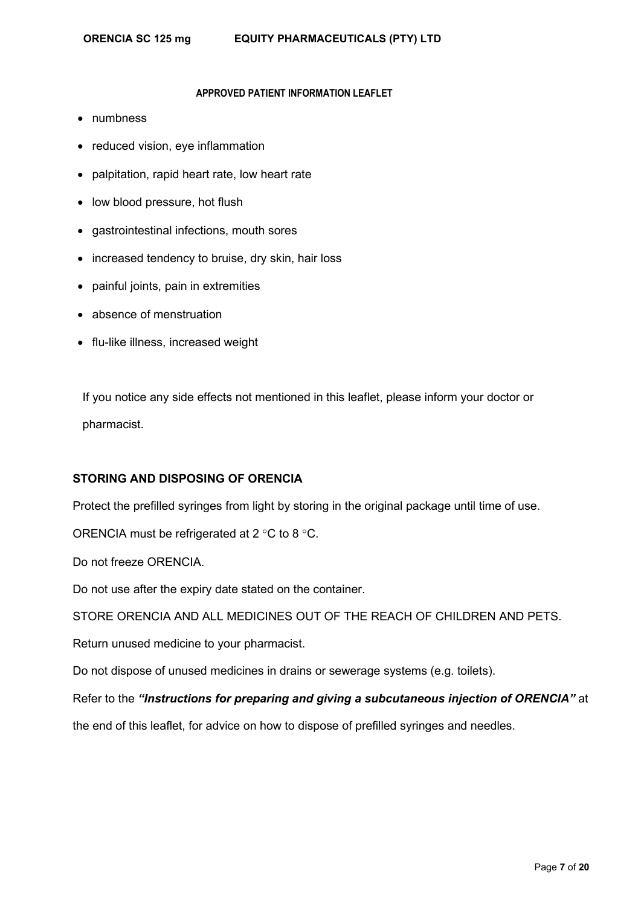- numbness
- reduced vision, eye inflammation
- palpitation, rapid heart rate, low heart rate
- low blood pressure, hot flush
- gastrointestinal infections, mouth sores
- increased tendency to bruise, dry skin, hair loss
- painful joints, pain in extremities
- absence of menstruation
- flu-like illness, increased weight

If you notice any side effects not mentioned in this leaflet, please inform your doctor or pharmacist.

**STORING AND DISPOSING OF ORENCIA**

Protect the prefilled syringes from light by storing in the original package until time of use.

ORENCIA must be refrigerated at 2 °C to 8 °C.

Do not freeze ORENCIA.

Do not use after the expiry date stated on the container.

STORE ORENCIA AND ALL MEDICINES OUT OF THE REACH OF CHILDREN AND PETS.

Return unused medicine to your pharmacist.

Do not dispose of unused medicines in drains or sewerage systems (e.g. toilets).

Refer to the ***"Instructions for preparing and giving a subcutaneous injection of ORENCIA"*** at the end of this leaflet, for advice on how to dispose of prefilled syringes and needles.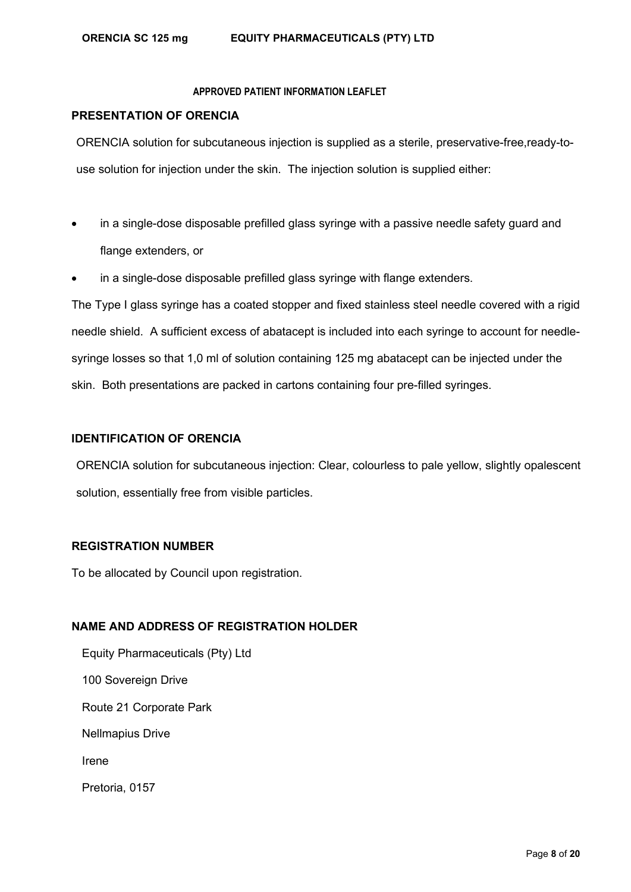**APPROVED PATIENT INFORMATION LEAFLET**

**PRESENTATION OF ORENCIA**

ORENCIA solution for subcutaneous injection is supplied as a sterile, preservative-free,ready-to-use solution for injection under the skin. The injection solution is supplied either:

- in a single-dose disposable prefilled glass syringe with a passive needle safety guard and flange extenders, or
- in a single-dose disposable prefilled glass syringe with flange extenders.

The Type I glass syringe has a coated stopper and fixed stainless steel needle covered with a rigid needle shield. A sufficient excess of abatacept is included into each syringe to account for needle-syringe losses so that 1,0 ml of solution containing 125 mg abatacept can be injected under the skin. Both presentations are packed in cartons containing four pre-filled syringes.

**IDENTIFICATION OF ORENCIA**

ORENCIA solution for subcutaneous injection: Clear, colourless to pale yellow, slightly opalescent solution, essentially free from visible particles.

**REGISTRATION NUMBER**

To be allocated by Council upon registration.

**NAME AND ADDRESS OF REGISTRATION HOLDER**

Equity Pharmaceuticals (Pty) Ltd

100 Sovereign Drive

Route 21 Corporate Park

Nellmapius Drive

Irene

Pretoria, 0157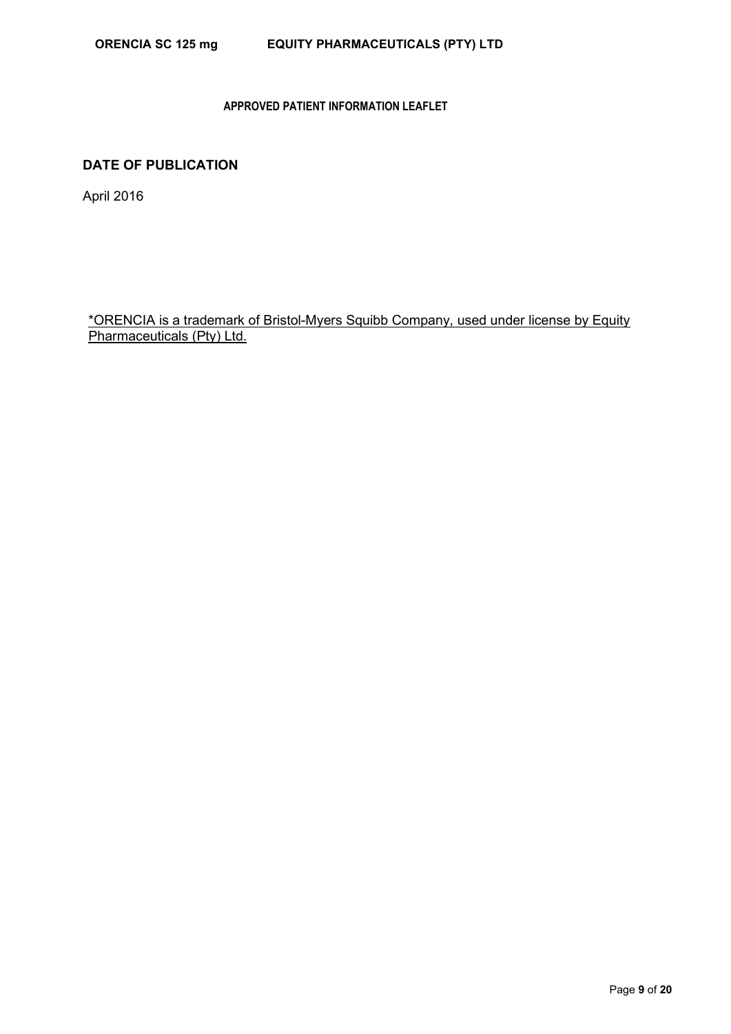**APPROVED PATIENT INFORMATION LEAFLET**

## DATE OF PUBLICATION

April 2016

*ORENCIA is a trademark of Bristol-Myers Squibb Company, used under license by Equity Pharmaceuticals (Pty) Ltd.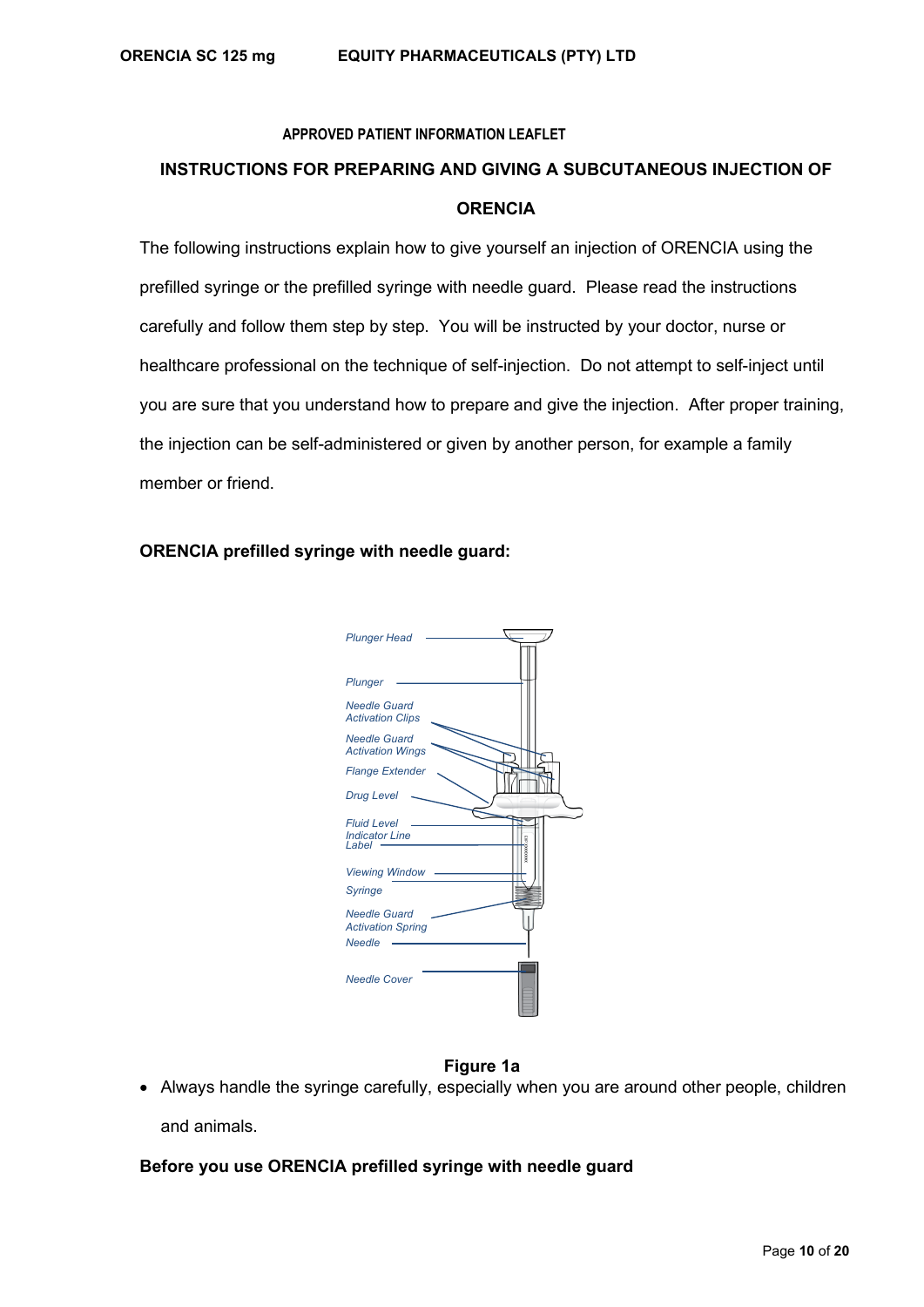**APPROVED PATIENT INFORMATION LEAFLET**

## INSTRUCTIONS FOR PREPARING AND GIVING A SUBCUTANEOUS INJECTION OF ORENCIA

The following instructions explain how to give yourself an injection of ORENCIA using the prefilled syringe or the prefilled syringe with needle guard. Please read the instructions carefully and follow them step by step. You will be instructed by your doctor, nurse or healthcare professional on the technique of self-injection. Do not attempt to self-inject until you are sure that you understand how to prepare and give the injection. After proper training, the injection can be self-administered or given by another person, for example a family member or friend.

**ORENCIA prefilled syringe with needle guard:**

*Plunger Head*
*Plunger*
*Needle Guard Activation Clips*
*Needle Guard Activation Wings*
*Flange Extender*
*Drug Level*
*Fluid Level Indicator Line*
*Label*
*Viewing Window*
*Syringe*
*Needle Guard Activation Spring*
*Needle*
*Needle Cover*

**Figure 1a**

- Always handle the syringe carefully, especially when you are around other people, children and animals.

**Before you use ORENCIA prefilled syringe with needle guard**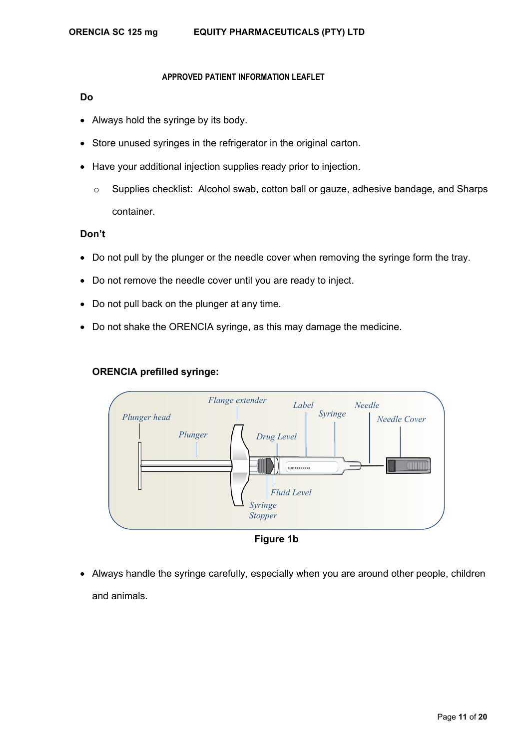APPROVED PATIENT INFORMATION LEAFLET

**Do**

- Always hold the syringe by its body.
- Store unused syringes in the refrigerator in the original carton.
- Have your additional injection supplies ready prior to injection.
  - Supplies checklist: Alcohol swab, cotton ball or gauze, adhesive bandage, and Sharps container.

**Don't**

- Do not pull by the plunger or the needle cover when removing the syringe form the tray.
- Do not remove the needle cover until you are ready to inject.
- Do not pull back on the plunger at any time.
- Do not shake the ORENCIA syringe, as this may damage the medicine.

**ORENCIA prefilled syringe:**

*Plunger head*, *Plunger*, *Flange extender*, *Drug Level*, *Label*, *Syringe*, *Needle*, *Needle Cover*, *Fluid Level*, *Syringe Stopper*

**Figure 1b**

- Always handle the syringe carefully, especially when you are around other people, children and animals.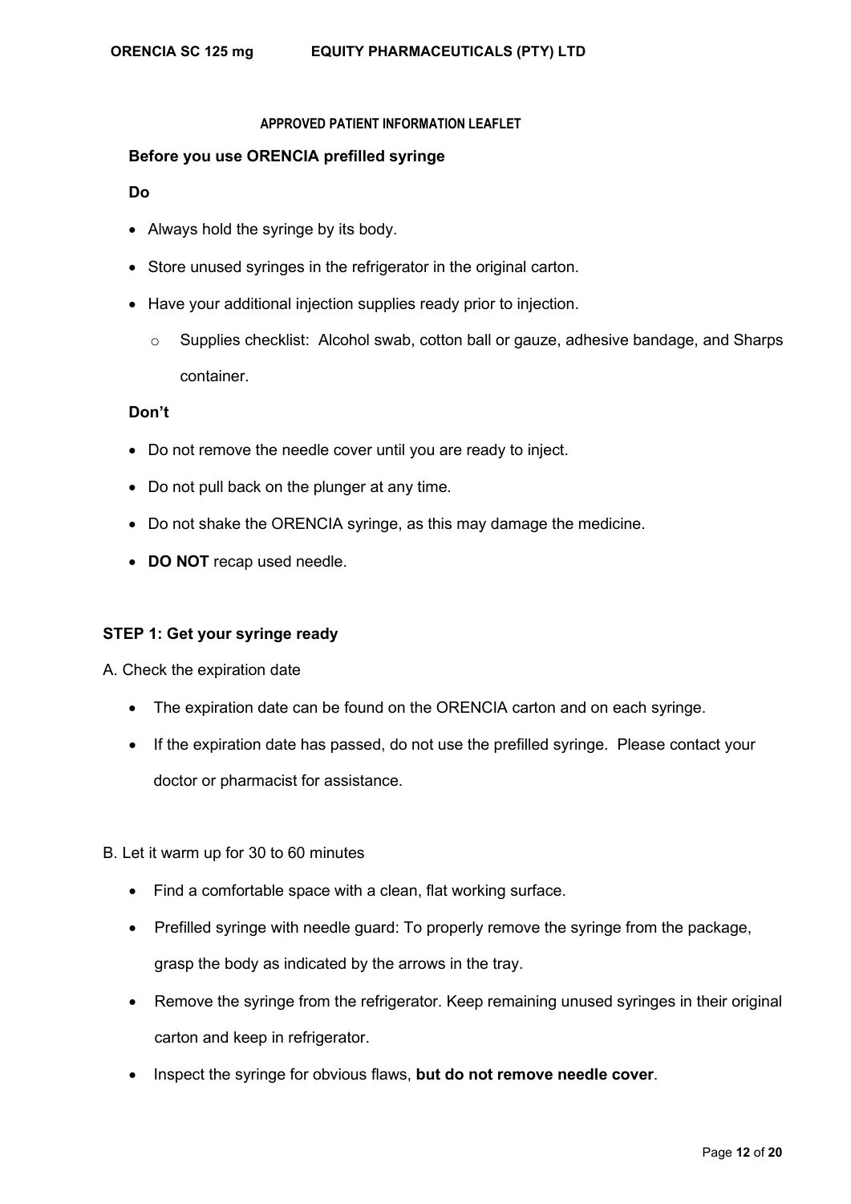**APPROVED PATIENT INFORMATION LEAFLET**

**Before you use ORENCIA prefilled syringe**

**Do**

- Always hold the syringe by its body.
- Store unused syringes in the refrigerator in the original carton.
- Have your additional injection supplies ready prior to injection.
    - Supplies checklist: Alcohol swab, cotton ball or gauze, adhesive bandage, and Sharps container.

**Don't**

- Do not remove the needle cover until you are ready to inject.
- Do not pull back on the plunger at any time.
- Do not shake the ORENCIA syringe, as this may damage the medicine.
- **DO NOT** recap used needle.

**STEP 1: Get your syringe ready**

A. Check the expiration date

- The expiration date can be found on the ORENCIA carton and on each syringe.
- If the expiration date has passed, do not use the prefilled syringe. Please contact your doctor or pharmacist for assistance.

B. Let it warm up for 30 to 60 minutes

- Find a comfortable space with a clean, flat working surface.
- Prefilled syringe with needle guard: To properly remove the syringe from the package, grasp the body as indicated by the arrows in the tray.
- Remove the syringe from the refrigerator. Keep remaining unused syringes in their original carton and keep in refrigerator.
- Inspect the syringe for obvious flaws, **but do not remove needle cover**.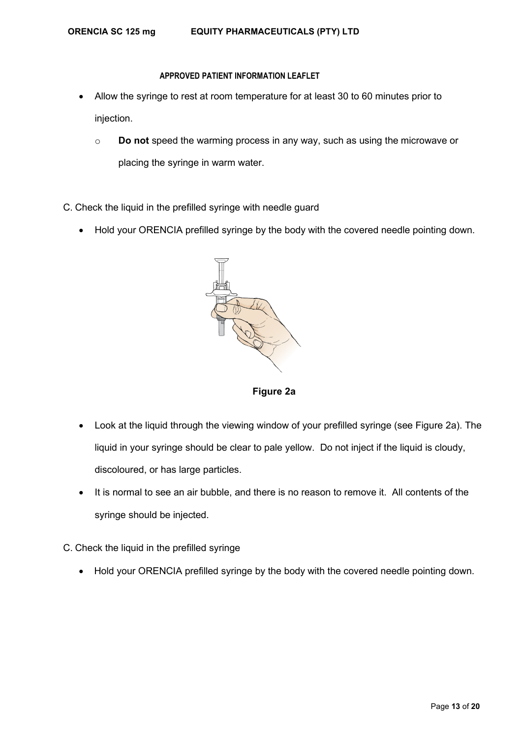**APPROVED PATIENT INFORMATION LEAFLET**

- Allow the syringe to rest at room temperature for at least 30 to 60 minutes prior to injection.
  - **Do not** speed the warming process in any way, such as using the microwave or placing the syringe in warm water.

C. Check the liquid in the prefilled syringe with needle guard

- Hold your ORENCIA prefilled syringe by the body with the covered needle pointing down.

**Figure 2a**

- Look at the liquid through the viewing window of your prefilled syringe (see Figure 2a). The liquid in your syringe should be clear to pale yellow. Do not inject if the liquid is cloudy, discoloured, or has large particles.
- It is normal to see an air bubble, and there is no reason to remove it. All contents of the syringe should be injected.

C. Check the liquid in the prefilled syringe

- Hold your ORENCIA prefilled syringe by the body with the covered needle pointing down.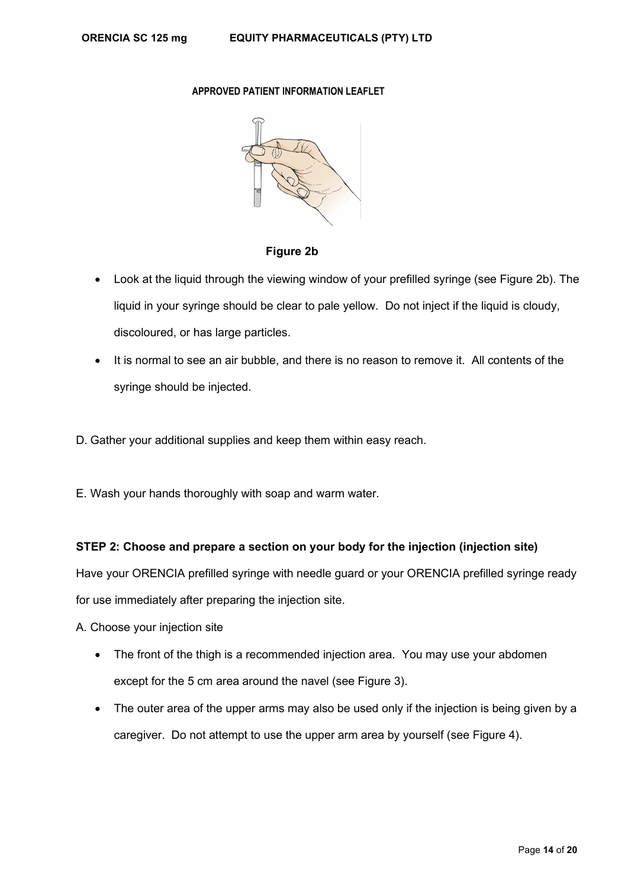**APPROVED PATIENT INFORMATION LEAFLET**

**Figure 2b**

- Look at the liquid through the viewing window of your prefilled syringe (see Figure 2b). The liquid in your syringe should be clear to pale yellow. Do not inject if the liquid is cloudy, discoloured, or has large particles.
- It is normal to see an air bubble, and there is no reason to remove it. All contents of the syringe should be injected.

D. Gather your additional supplies and keep them within easy reach.

E. Wash your hands thoroughly with soap and warm water.

**STEP 2: Choose and prepare a section on your body for the injection (injection site)**

Have your ORENCIA prefilled syringe with needle guard or your ORENCIA prefilled syringe ready for use immediately after preparing the injection site.

A. Choose your injection site

- The front of the thigh is a recommended injection area. You may use your abdomen except for the 5 cm area around the navel (see Figure 3).
- The outer area of the upper arms may also be used only if the injection is being given by a caregiver. Do not attempt to use the upper arm area by yourself (see Figure 4).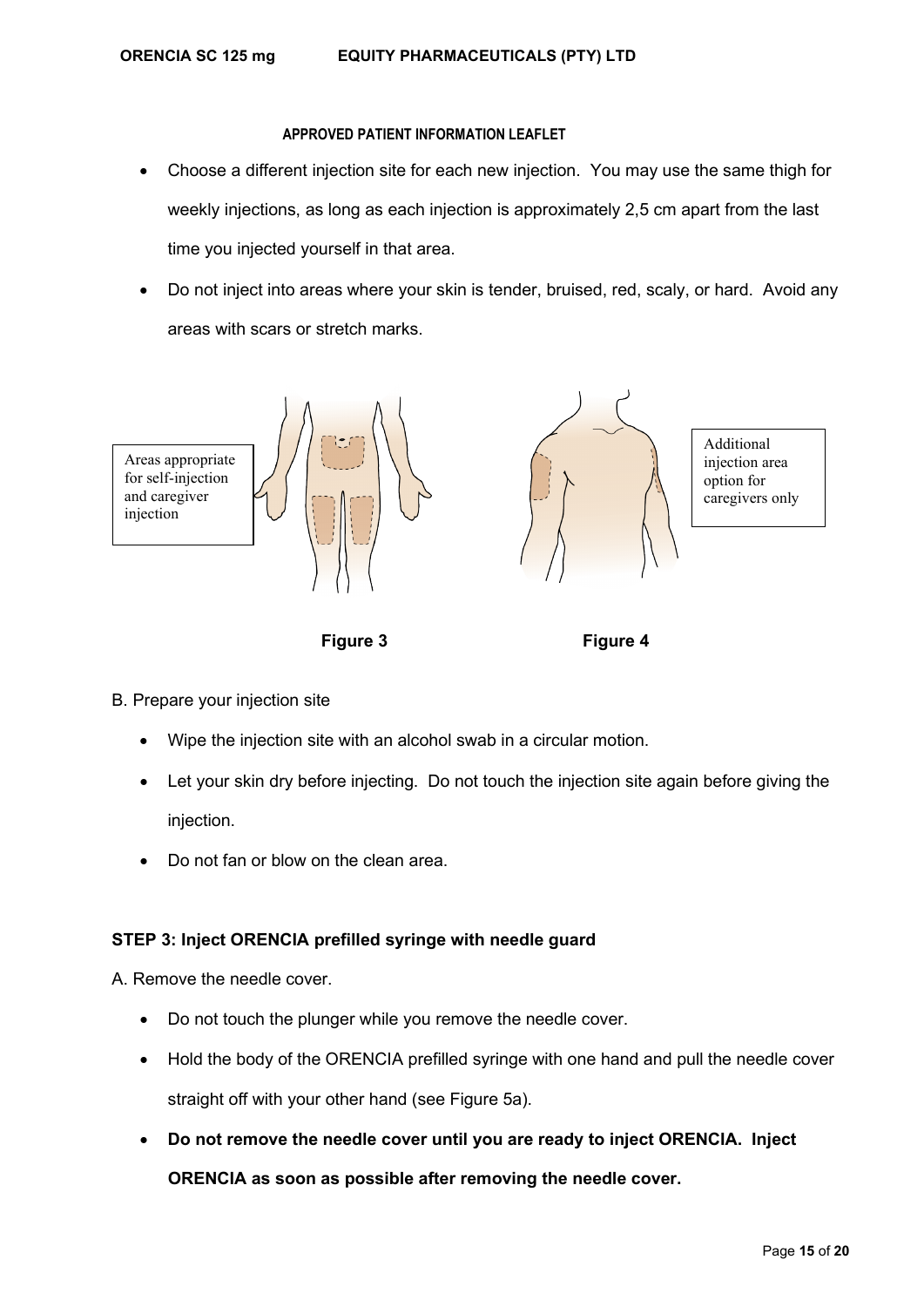**APPROVED PATIENT INFORMATION LEAFLET**

- Choose a different injection site for each new injection. You may use the same thigh for weekly injections, as long as each injection is approximately 2,5 cm apart from the last time you injected yourself in that area.
- Do not inject into areas where your skin is tender, bruised, red, scaly, or hard. Avoid any areas with scars or stretch marks.

Areas appropriate for self-injection and caregiver injection

Additional injection area option for caregivers only

**Figure 3** **Figure 4**

B. Prepare your injection site

- Wipe the injection site with an alcohol swab in a circular motion.
- Let your skin dry before injecting. Do not touch the injection site again before giving the injection.
- Do not fan or blow on the clean area.

**STEP 3: Inject ORENCIA prefilled syringe with needle guard**

A. Remove the needle cover.

- Do not touch the plunger while you remove the needle cover.
- Hold the body of the ORENCIA prefilled syringe with one hand and pull the needle cover straight off with your other hand (see Figure 5a).
- **Do not remove the needle cover until you are ready to inject ORENCIA. Inject ORENCIA as soon as possible after removing the needle cover.**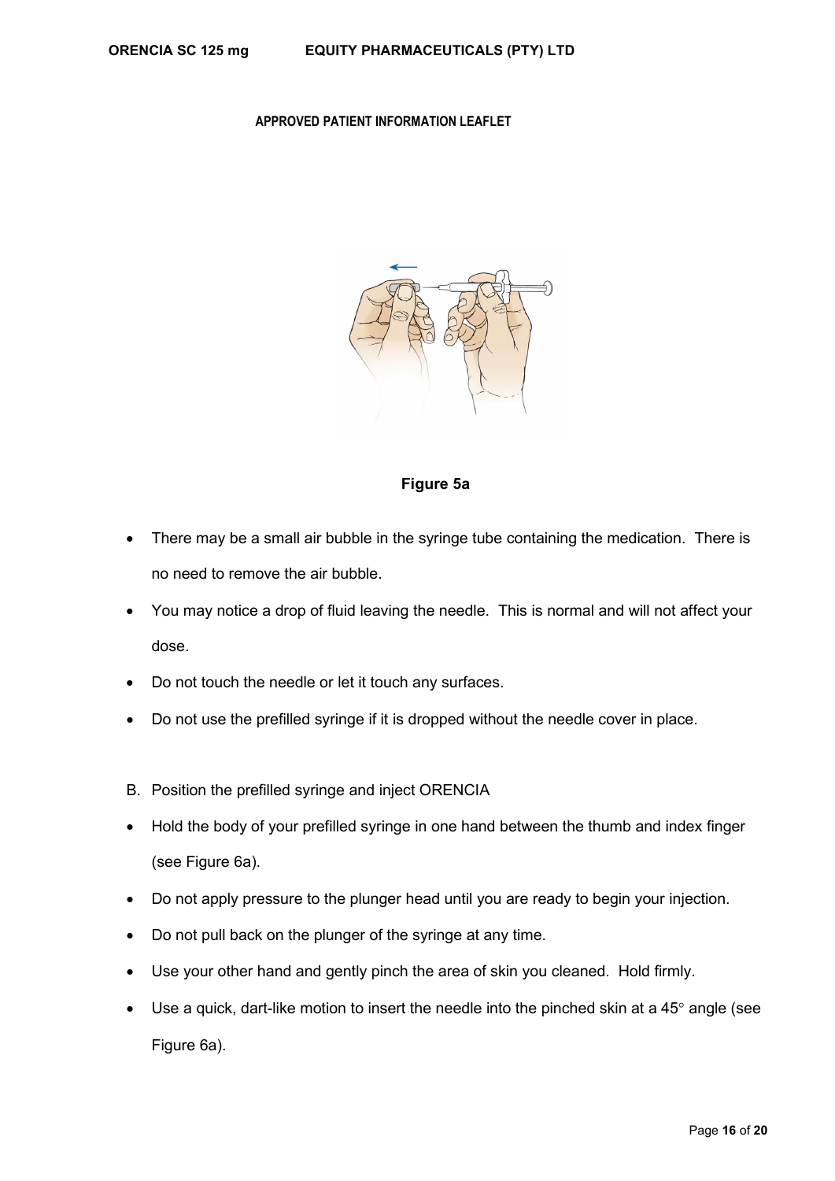**APPROVED PATIENT INFORMATION LEAFLET**

**Figure 5a**

- There may be a small air bubble in the syringe tube containing the medication. There is no need to remove the air bubble.
- You may notice a drop of fluid leaving the needle. This is normal and will not affect your dose.
- Do not touch the needle or let it touch any surfaces.
- Do not use the prefilled syringe if it is dropped without the needle cover in place.

B. Position the prefilled syringe and inject ORENCIA

- Hold the body of your prefilled syringe in one hand between the thumb and index finger (see Figure 6a).
- Do not apply pressure to the plunger head until you are ready to begin your injection.
- Do not pull back on the plunger of the syringe at any time.
- Use your other hand and gently pinch the area of skin you cleaned. Hold firmly.
- Use a quick, dart-like motion to insert the needle into the pinched skin at a 45° angle (see Figure 6a).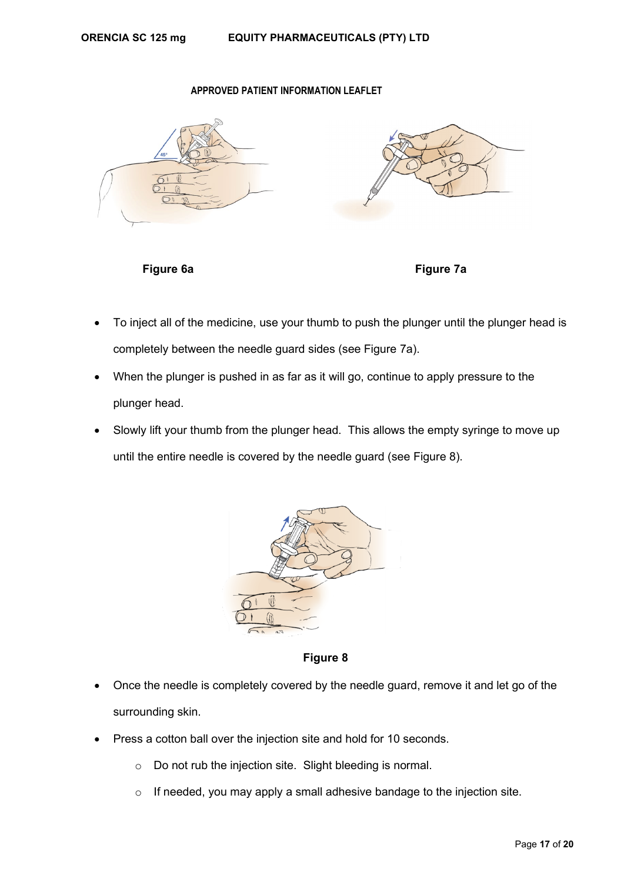APPROVED PATIENT INFORMATION LEAFLET

Figure 6a

Figure 7a

- To inject all of the medicine, use your thumb to push the plunger until the plunger head is completely between the needle guard sides (see Figure 7a).
- When the plunger is pushed in as far as it will go, continue to apply pressure to the plunger head.
- Slowly lift your thumb from the plunger head. This allows the empty syringe to move up until the entire needle is covered by the needle guard (see Figure 8).

Figure 8

- Once the needle is completely covered by the needle guard, remove it and let go of the surrounding skin.
- Press a cotton ball over the injection site and hold for 10 seconds.
  - Do not rub the injection site. Slight bleeding is normal.
  - If needed, you may apply a small adhesive bandage to the injection site.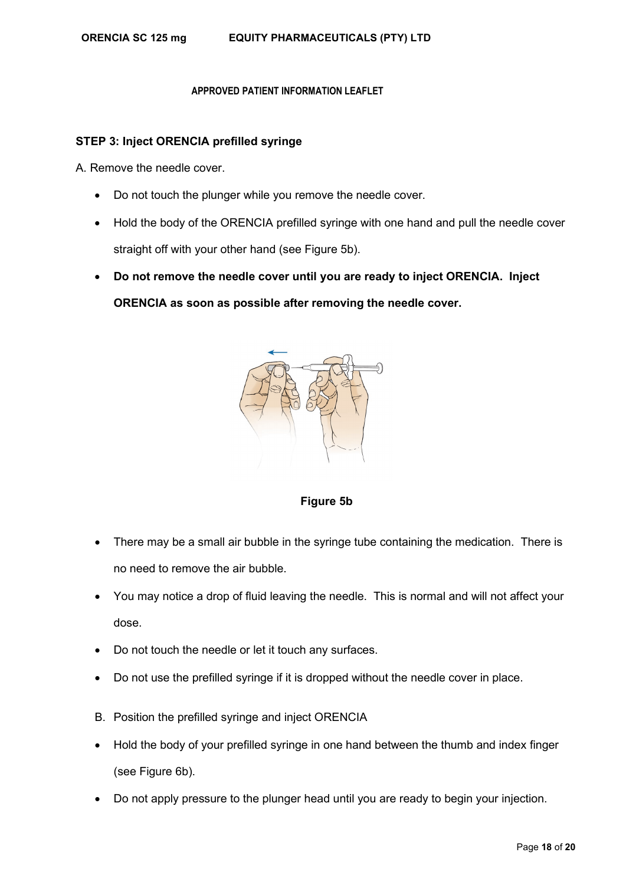**APPROVED PATIENT INFORMATION LEAFLET**

**STEP 3: Inject ORENCIA prefilled syringe**

A. Remove the needle cover.

- Do not touch the plunger while you remove the needle cover.
- Hold the body of the ORENCIA prefilled syringe with one hand and pull the needle cover straight off with your other hand (see Figure 5b).
- **Do not remove the needle cover until you are ready to inject ORENCIA. Inject ORENCIA as soon as possible after removing the needle cover.**

**Figure 5b**

- There may be a small air bubble in the syringe tube containing the medication. There is no need to remove the air bubble.
- You may notice a drop of fluid leaving the needle. This is normal and will not affect your dose.
- Do not touch the needle or let it touch any surfaces.
- Do not use the prefilled syringe if it is dropped without the needle cover in place.

B. Position the prefilled syringe and inject ORENCIA

- Hold the body of your prefilled syringe in one hand between the thumb and index finger (see Figure 6b).
- Do not apply pressure to the plunger head until you are ready to begin your injection.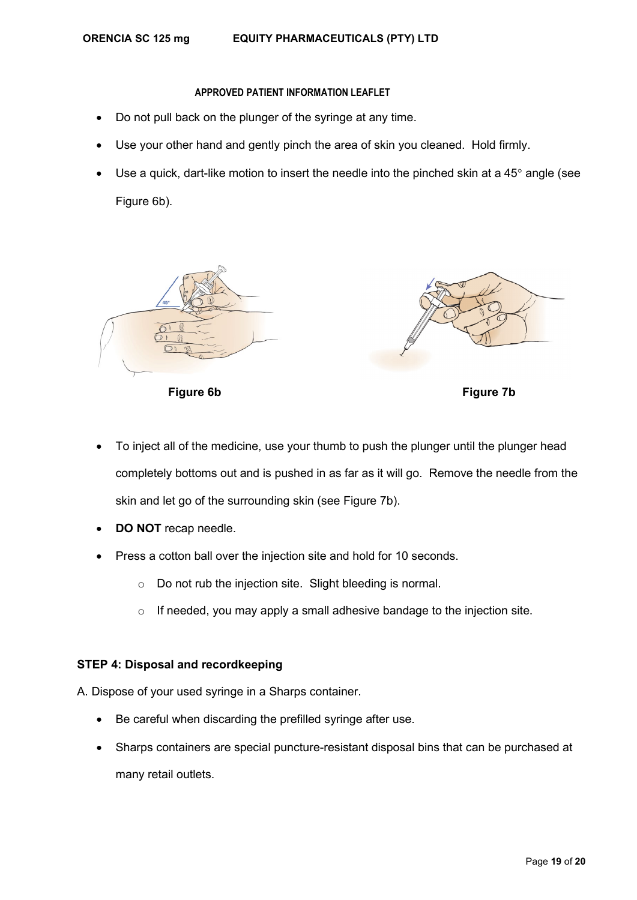APPROVED PATIENT INFORMATION LEAFLET

- Do not pull back on the plunger of the syringe at any time.
- Use your other hand and gently pinch the area of skin you cleaned. Hold firmly.
- Use a quick, dart-like motion to insert the needle into the pinched skin at a 45° angle (see Figure 6b).

Figure 6b

Figure 7b

- To inject all of the medicine, use your thumb to push the plunger until the plunger head completely bottoms out and is pushed in as far as it will go. Remove the needle from the skin and let go of the surrounding skin (see Figure 7b).
- **DO NOT** recap needle.
- Press a cotton ball over the injection site and hold for 10 seconds.
  - Do not rub the injection site. Slight bleeding is normal.
  - If needed, you may apply a small adhesive bandage to the injection site.

**STEP 4: Disposal and recordkeeping**

A. Dispose of your used syringe in a Sharps container.

- Be careful when discarding the prefilled syringe after use.
- Sharps containers are special puncture-resistant disposal bins that can be purchased at many retail outlets.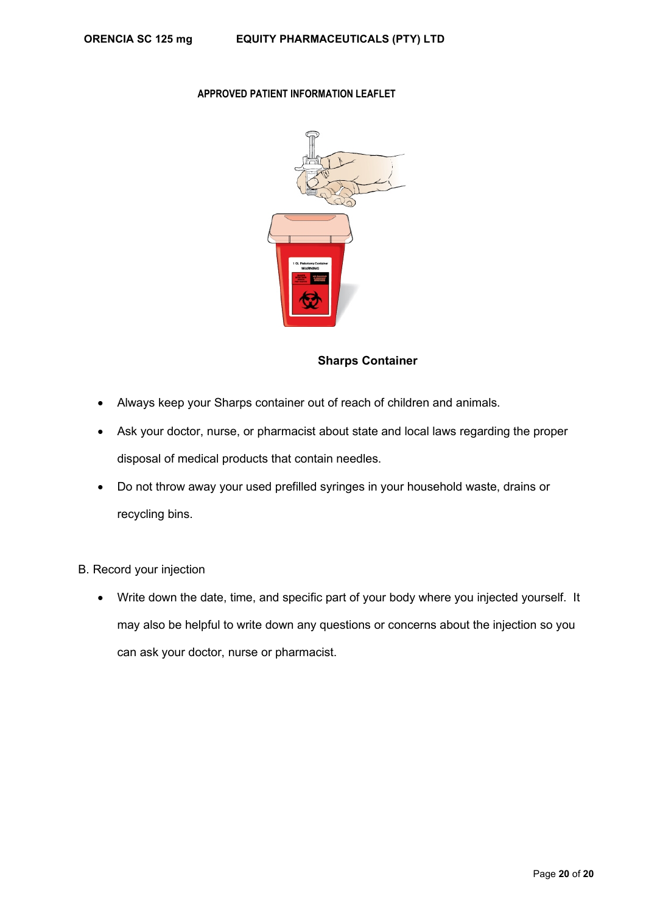APPROVED PATIENT INFORMATION LEAFLET

**Sharps Container**

- Always keep your Sharps container out of reach of children and animals.
- Ask your doctor, nurse, or pharmacist about state and local laws regarding the proper disposal of medical products that contain needles.
- Do not throw away your used prefilled syringes in your household waste, drains or recycling bins.

B. Record your injection

- Write down the date, time, and specific part of your body where you injected yourself. It may also be helpful to write down any questions or concerns about the injection so you can ask your doctor, nurse or pharmacist.